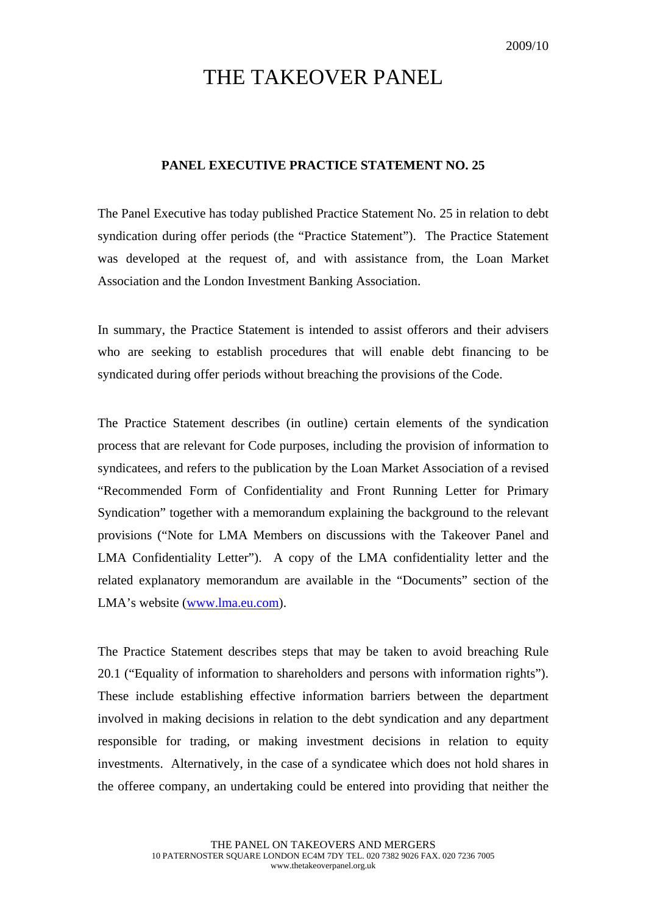2009/10

# THE TAKEOVER PANEL

## PANEL EXECUTIVE PRACTICE STATEMENT NO. 25

The Panel Executive has today published Practice Statement No. 25 in relation to debt syndication during offer periods (the "Practice Statement"). The Practice Statement was developed at the request of, and with assistance from, the Loan Market Association and the London Investment Banking Association.

In summary, the Practice Statement is intended to assist offerors and their advisers who are seeking to establish procedures that will enable debt financing to be syndicated during offer periods without breaching the provisions of the Code.

The Practice Statement describes (in outline) certain elements of the syndication process that are relevant for Code purposes, including the provision of information to syndicatees, and refers to the publication by the Loan Market Association of a revised "Recommended Form of Confidentiality and Front Running Letter for Primary Syndication" together with a memorandum explaining the background to the relevant provisions ("Note for LMA Members on discussions with the Takeover Panel and LMA Confidentiality Letter"). A copy of the LMA confidentiality letter and the related explanatory memorandum are available in the "Documents" section of the LMA's website (www.lma.eu.com).

The Practice Statement describes steps that may be taken to avoid breaching Rule 20.1 ("Equality of information to shareholders and persons with information rights"). These include establishing effective information barriers between the department involved in making decisions in relation to the debt syndication and any department responsible for trading, or making investment decisions in relation to equity investments. Alternatively, in the case of a syndicatee which does not hold shares in the offeree company, an undertaking could be entered into providing that neither the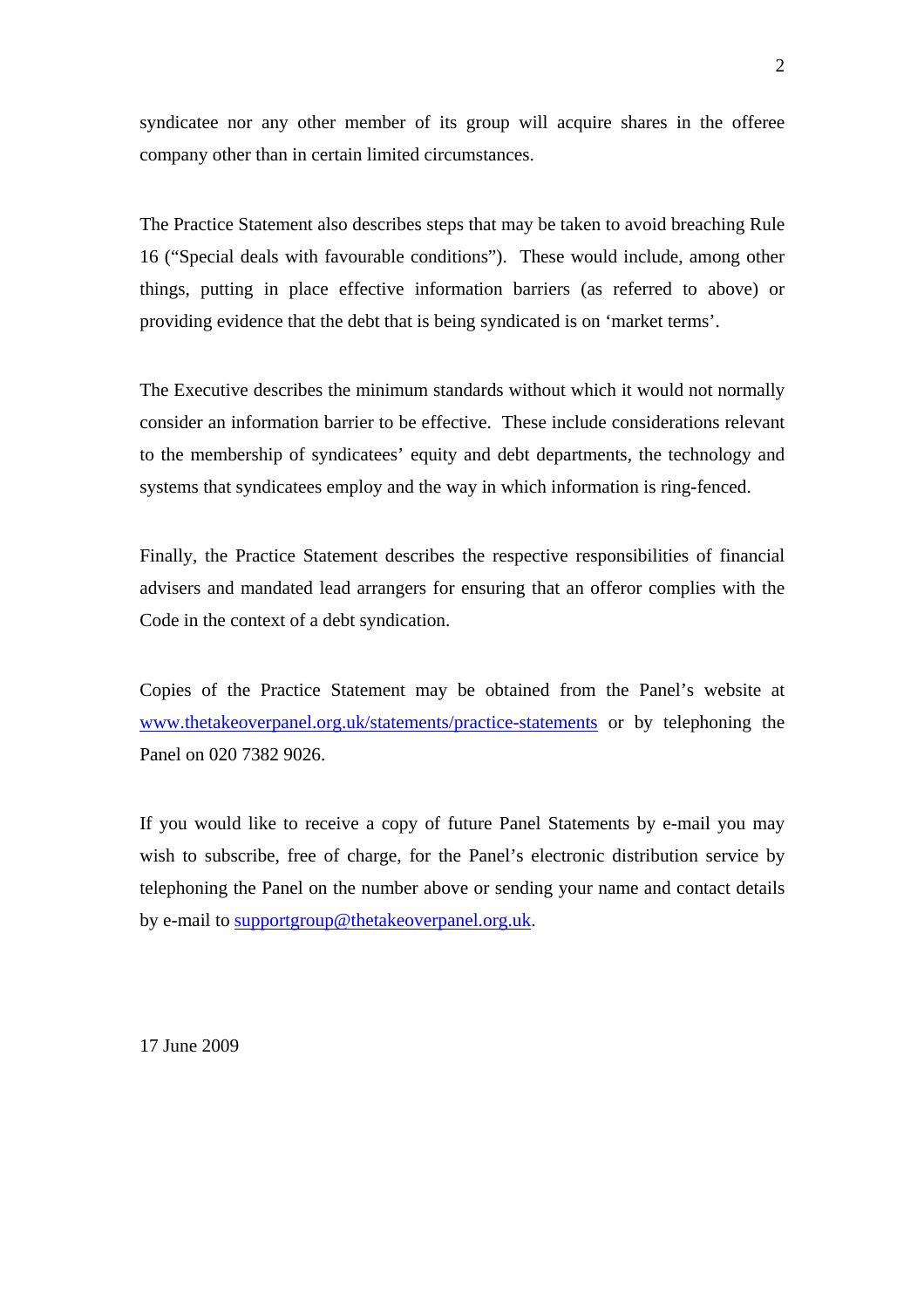syndicatee nor any other member of its group will acquire shares in the offeree company other than in certain limited circumstances.

The Practice Statement also describes steps that may be taken to avoid breaching Rule 16 ("Special deals with favourable conditions"). These would include, among other things, putting in place effective information barriers (as referred to above) or providing evidence that the debt that is being syndicated is on 'market terms'.

The Executive describes the minimum standards without which it would not normally consider an information barrier to be effective. These include considerations relevant to the membership of syndicatees' equity and debt departments, the technology and systems that syndicatees employ and the way in which information is ring-fenced.

Finally, the Practice Statement describes the respective responsibilities of financial advisers and mandated lead arrangers for ensuring that an offeror complies with the Code in the context of a debt syndication.

Copies of the Practice Statement may be obtained from the Panel's website at www.thetakeoverpanel.org.uk/statements/practice-statements or by telephoning the Panel on 020 7382 9026.

If you would like to receive a copy of future Panel Statements by e-mail you may wish to subscribe, free of charge, for the Panel's electronic distribution service by telephoning the Panel on the number above or sending your name and contact details by e-mail to supportgroup@thetakeoverpanel.org.uk.

17 June 2009